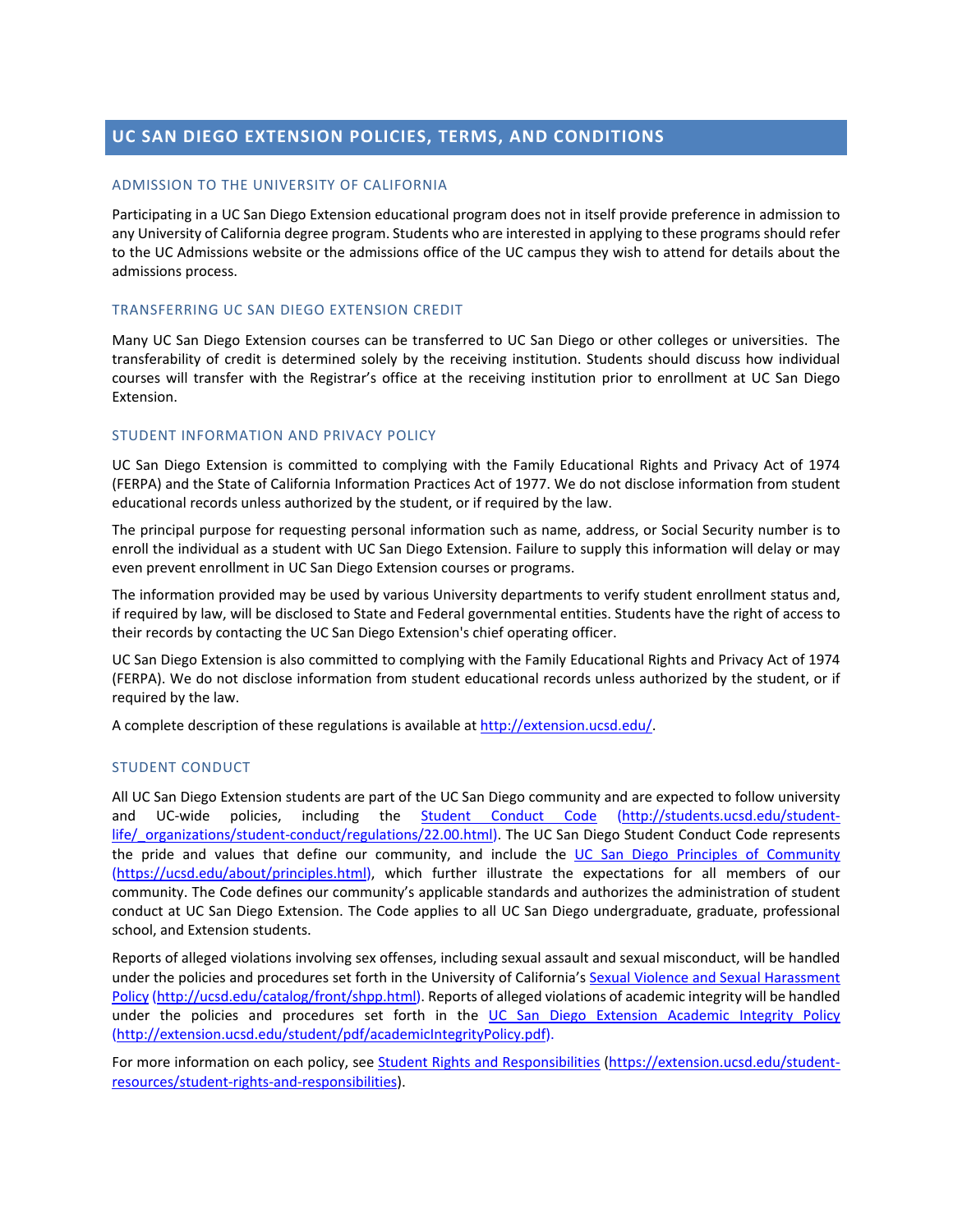# UC SAN DIEGO EXTENSION POLICIES, TERMS, AND CONDITIONS

## ADMISSION TO THE UNIVERSITY OF CALIFORNIA

Participating in a UC San Diego Extension educational program does not in itself provide preference in admission to any University of California degree program. Students who are interested in applying to these programs should refer to the UC Admissions website or the admissions office of the UC campus they wish to attend for details about the admissions process.

## TRANSFERRING UC SAN DIEGO EXTENSION CREDIT

Many UC San Diego Extension courses can be transferred to UC San Diego or other colleges or universities. The transferability of credit is determined solely by the receiving institution. Students should discuss how individual courses will transfer with the Registrar's office at the receiving institution prior to enrollment at UC San Diego Extension.

## STUDENT INFORMATION AND PRIVACY POLICY

UC San Diego Extension is committed to complying with the Family Educational Rights and Privacy Act of 1974 (FERPA) and the State of California Information Practices Act of 1977. We do not disclose information from student educational records unless authorized by the student, or if required by the law.

The principal purpose for requesting personal information such as name, address, or Social Security number is to enroll the individual as a student with UC San Diego Extension. Failure to supply this information will delay or may even prevent enrollment in UC San Diego Extension courses or programs.

The information provided may be used by various University departments to verify student enrollment status and, if required by law, will be disclosed to State and Federal governmental entities. Students have the right of access to their records by contacting the UC San Diego Extension's chief operating officer.

UC San Diego Extension is also committed to complying with the Family Educational Rights and Privacy Act of 1974 (FERPA). We do not disclose information from student educational records unless authorized by the student, or if required by the law.

A complete description of these regulations is available at [http://extension.ucsd.edu/](http://extension.ucsd.edu/).

## STUDENT CONDUCT

All UC San Diego Extension students are part of the UC San Diego community and are expected to follow university and UC-wide policies, including the [Student Conduct Code (http://students.ucsd.edu/student-life/_organizations/student-conduct/regulations/22.00.html)](http://students.ucsd.edu/student-life/_organizations/student-conduct/regulations/22.00.html). The UC San Diego Student Conduct Code represents the pride and values that define our community, and include the [UC San Diego Principles of Community (https://ucsd.edu/about/principles.html)](https://ucsd.edu/about/principles.html), which further illustrate the expectations for all members of our community. The Code defines our community's applicable standards and authorizes the administration of student conduct at UC San Diego Extension. The Code applies to all UC San Diego undergraduate, graduate, professional school, and Extension students.

Reports of alleged violations involving sex offenses, including sexual assault and sexual misconduct, will be handled under the policies and procedures set forth in the University of California's [Sexual Violence and Sexual Harassment Policy (http://ucsd.edu/catalog/front/shpp.html)](http://ucsd.edu/catalog/front/shpp.html). Reports of alleged violations of academic integrity will be handled under the policies and procedures set forth in the [UC San Diego Extension Academic Integrity Policy (http://extension.ucsd.edu/student/pdf/academicIntegrityPolicy.pdf)](http://extension.ucsd.edu/student/pdf/academicIntegrityPolicy.pdf).

For more information on each policy, see [Student Rights and Responsibilities](https://extension.ucsd.edu/student-resources/student-rights-and-responsibilities) ([https://extension.ucsd.edu/student-resources/student-rights-and-responsibilities](https://extension.ucsd.edu/student-resources/student-rights-and-responsibilities)).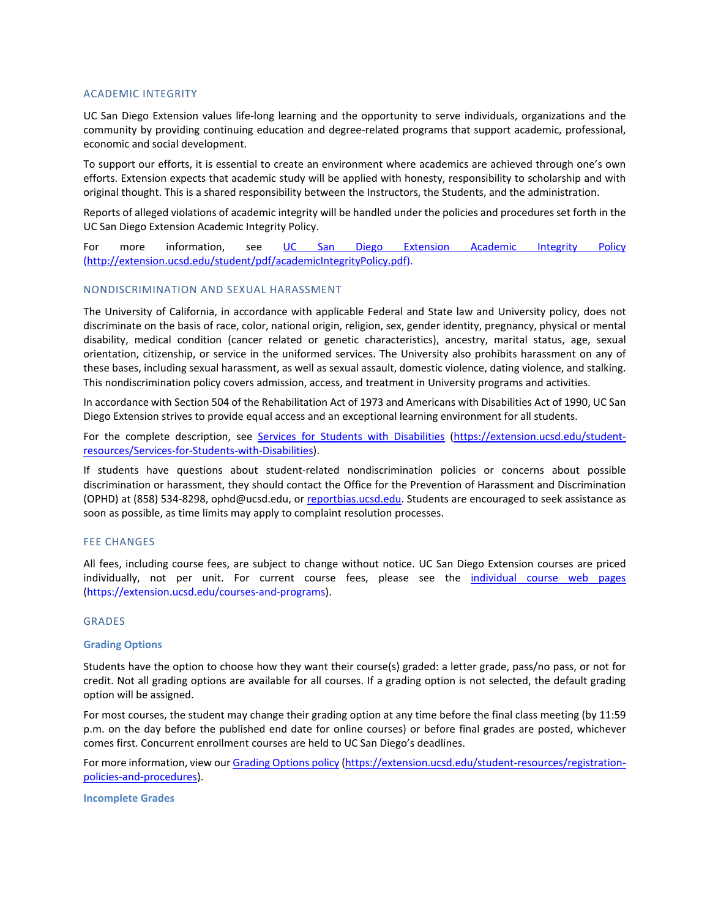## ACADEMIC INTEGRITY

UC San Diego Extension values life-long learning and the opportunity to serve individuals, organizations and the community by providing continuing education and degree-related programs that support academic, professional, economic and social development.

To support our efforts, it is essential to create an environment where academics are achieved through one's own efforts. Extension expects that academic study will be applied with honesty, responsibility to scholarship and with original thought. This is a shared responsibility between the Instructors, the Students, and the administration.

Reports of alleged violations of academic integrity will be handled under the policies and procedures set forth in the UC San Diego Extension Academic Integrity Policy.

For more information, see [UC San Diego Extension Academic Integrity Policy (http://extension.ucsd.edu/student/pdf/academicIntegrityPolicy.pdf)](http://extension.ucsd.edu/student/pdf/academicIntegrityPolicy.pdf).

## NONDISCRIMINATION AND SEXUAL HARASSMENT

The University of California, in accordance with applicable Federal and State law and University policy, does not discriminate on the basis of race, color, national origin, religion, sex, gender identity, pregnancy, physical or mental disability, medical condition (cancer related or genetic characteristics), ancestry, marital status, age, sexual orientation, citizenship, or service in the uniformed services. The University also prohibits harassment on any of these bases, including sexual harassment, as well as sexual assault, domestic violence, dating violence, and stalking. This nondiscrimination policy covers admission, access, and treatment in University programs and activities.

In accordance with Section 504 of the Rehabilitation Act of 1973 and Americans with Disabilities Act of 1990, UC San Diego Extension strives to provide equal access and an exceptional learning environment for all students.

For the complete description, see [Services for Students with Disabilities](https://extension.ucsd.edu/student-resources/Services-for-Students-with-Disabilities) (https://extension.ucsd.edu/student-resources/Services-for-Students-with-Disabilities).

If students have questions about student-related nondiscrimination policies or concerns about possible discrimination or harassment, they should contact the Office for the Prevention of Harassment and Discrimination (OPHD) at (858) 534-8298, ophd@ucsd.edu, or [reportbias.ucsd.edu](https://reportbias.ucsd.edu). Students are encouraged to seek assistance as soon as possible, as time limits may apply to complaint resolution processes.

## FEE CHANGES

All fees, including course fees, are subject to change without notice. UC San Diego Extension courses are priced individually, not per unit. For current course fees, please see the [individual course web pages](https://extension.ucsd.edu/courses-and-programs) (https://extension.ucsd.edu/courses-and-programs).

## GRADES

### Grading Options

Students have the option to choose how they want their course(s) graded: a letter grade, pass/no pass, or not for credit. Not all grading options are available for all courses. If a grading option is not selected, the default grading option will be assigned.

For most courses, the student may change their grading option at any time before the final class meeting (by 11:59 p.m. on the day before the published end date for online courses) or before final grades are posted, whichever comes first. Concurrent enrollment courses are held to UC San Diego's deadlines.

For more information, view our [Grading Options policy](https://extension.ucsd.edu/student-resources/registration-policies-and-procedures) (https://extension.ucsd.edu/student-resources/registration-policies-and-procedures).

### Incomplete Grades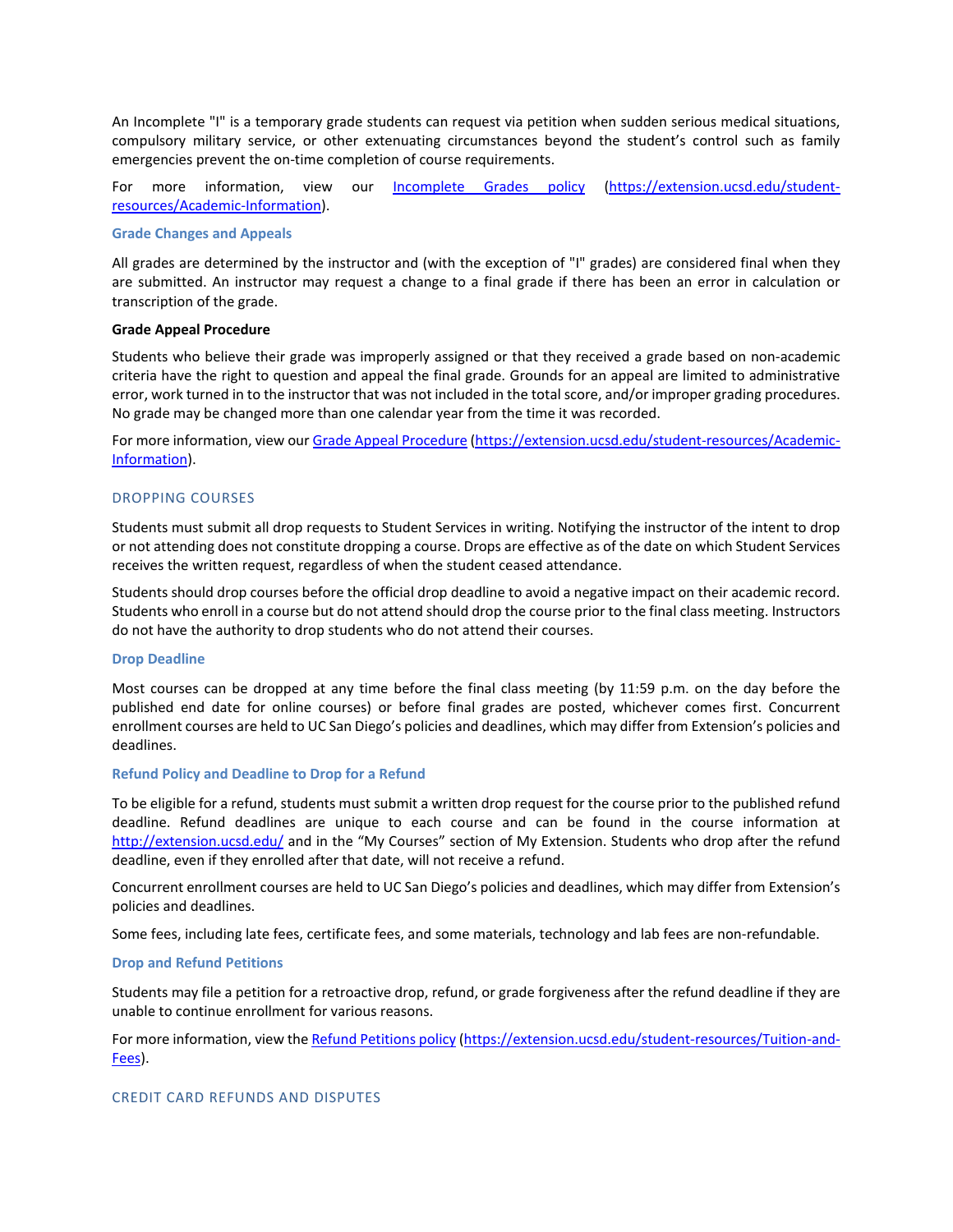An Incomplete "I" is a temporary grade students can request via petition when sudden serious medical situations, compulsory military service, or other extenuating circumstances beyond the student's control such as family emergencies prevent the on-time completion of course requirements.

For more information, view our [Incomplete Grades policy](https://extension.ucsd.edu/student-resources/Academic-Information) (https://extension.ucsd.edu/student-resources/Academic-Information).

### Grade Changes and Appeals

All grades are determined by the instructor and (with the exception of "I" grades) are considered final when they are submitted. An instructor may request a change to a final grade if there has been an error in calculation or transcription of the grade.

**Grade Appeal Procedure**

Students who believe their grade was improperly assigned or that they received a grade based on non-academic criteria have the right to question and appeal the final grade. Grounds for an appeal are limited to administrative error, work turned in to the instructor that was not included in the total score, and/or improper grading procedures. No grade may be changed more than one calendar year from the time it was recorded.

For more information, view our [Grade Appeal Procedure](https://extension.ucsd.edu/student-resources/Academic-Information) (https://extension.ucsd.edu/student-resources/Academic-Information).

## DROPPING COURSES

Students must submit all drop requests to Student Services in writing. Notifying the instructor of the intent to drop or not attending does not constitute dropping a course. Drops are effective as of the date on which Student Services receives the written request, regardless of when the student ceased attendance.

Students should drop courses before the official drop deadline to avoid a negative impact on their academic record. Students who enroll in a course but do not attend should drop the course prior to the final class meeting. Instructors do not have the authority to drop students who do not attend their courses.

### Drop Deadline

Most courses can be dropped at any time before the final class meeting (by 11:59 p.m. on the day before the published end date for online courses) or before final grades are posted, whichever comes first. Concurrent enrollment courses are held to UC San Diego's policies and deadlines, which may differ from Extension's policies and deadlines.

### Refund Policy and Deadline to Drop for a Refund

To be eligible for a refund, students must submit a written drop request for the course prior to the published refund deadline. Refund deadlines are unique to each course and can be found in the course information at http://extension.ucsd.edu/ and in the "My Courses" section of My Extension. Students who drop after the refund deadline, even if they enrolled after that date, will not receive a refund.

Concurrent enrollment courses are held to UC San Diego's policies and deadlines, which may differ from Extension's policies and deadlines.

Some fees, including late fees, certificate fees, and some materials, technology and lab fees are non-refundable.

### Drop and Refund Petitions

Students may file a petition for a retroactive drop, refund, or grade forgiveness after the refund deadline if they are unable to continue enrollment for various reasons.

For more information, view the [Refund Petitions policy](https://extension.ucsd.edu/student-resources/Tuition-and-Fees) (https://extension.ucsd.edu/student-resources/Tuition-and-Fees).

## CREDIT CARD REFUNDS AND DISPUTES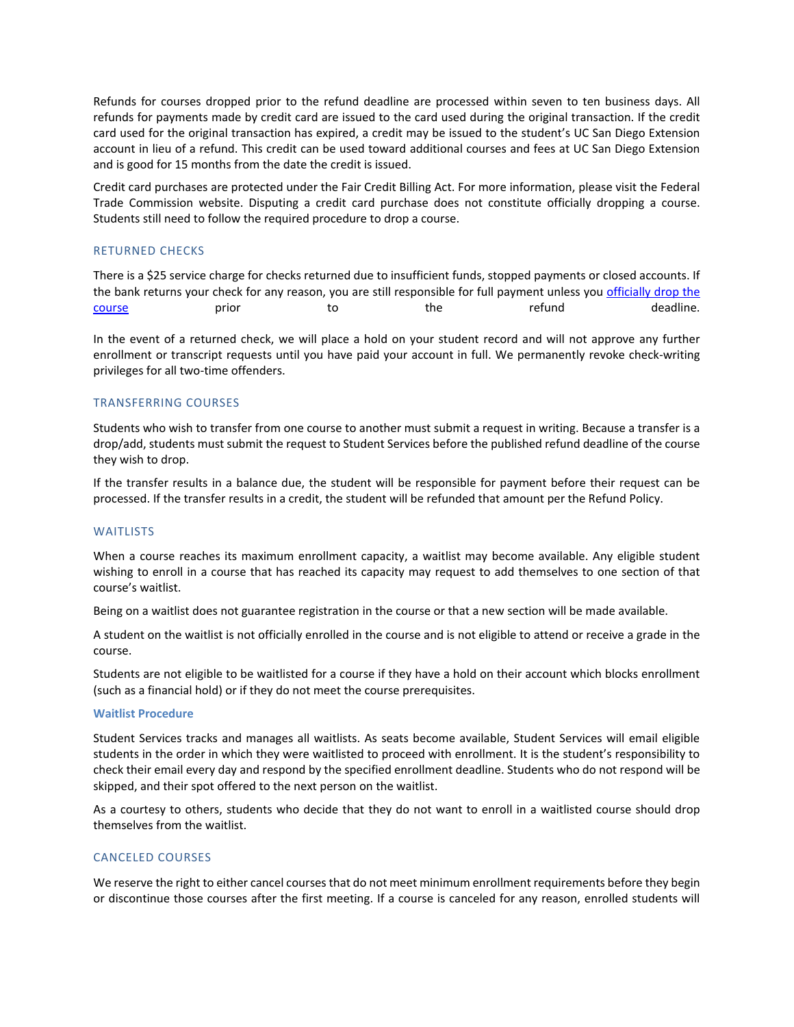Refunds for courses dropped prior to the refund deadline are processed within seven to ten business days. All refunds for payments made by credit card are issued to the card used during the original transaction. If the credit card used for the original transaction has expired, a credit may be issued to the student's UC San Diego Extension account in lieu of a refund. This credit can be used toward additional courses and fees at UC San Diego Extension and is good for 15 months from the date the credit is issued.

Credit card purchases are protected under the Fair Credit Billing Act. For more information, please visit the Federal Trade Commission website. Disputing a credit card purchase does not constitute officially dropping a course. Students still need to follow the required procedure to drop a course.

## RETURNED CHECKS

There is a $25 service charge for checks returned due to insufficient funds, stopped payments or closed accounts. If the bank returns your check for any reason, you are still responsible for full payment unless you officially drop the course prior to the refund deadline.

In the event of a returned check, we will place a hold on your student record and will not approve any further enrollment or transcript requests until you have paid your account in full. We permanently revoke check-writing privileges for all two-time offenders.

## TRANSFERRING COURSES

Students who wish to transfer from one course to another must submit a request in writing. Because a transfer is a drop/add, students must submit the request to Student Services before the published refund deadline of the course they wish to drop.

If the transfer results in a balance due, the student will be responsible for payment before their request can be processed. If the transfer results in a credit, the student will be refunded that amount per the Refund Policy.

## WAITLISTS

When a course reaches its maximum enrollment capacity, a waitlist may become available. Any eligible student wishing to enroll in a course that has reached its capacity may request to add themselves to one section of that course's waitlist.

Being on a waitlist does not guarantee registration in the course or that a new section will be made available.

A student on the waitlist is not officially enrolled in the course and is not eligible to attend or receive a grade in the course.

Students are not eligible to be waitlisted for a course if they have a hold on their account which blocks enrollment (such as a financial hold) or if they do not meet the course prerequisites.

### Waitlist Procedure

Student Services tracks and manages all waitlists. As seats become available, Student Services will email eligible students in the order in which they were waitlisted to proceed with enrollment. It is the student's responsibility to check their email every day and respond by the specified enrollment deadline. Students who do not respond will be skipped, and their spot offered to the next person on the waitlist.

As a courtesy to others, students who decide that they do not want to enroll in a waitlisted course should drop themselves from the waitlist.

## CANCELED COURSES

We reserve the right to either cancel courses that do not meet minimum enrollment requirements before they begin or discontinue those courses after the first meeting. If a course is canceled for any reason, enrolled students will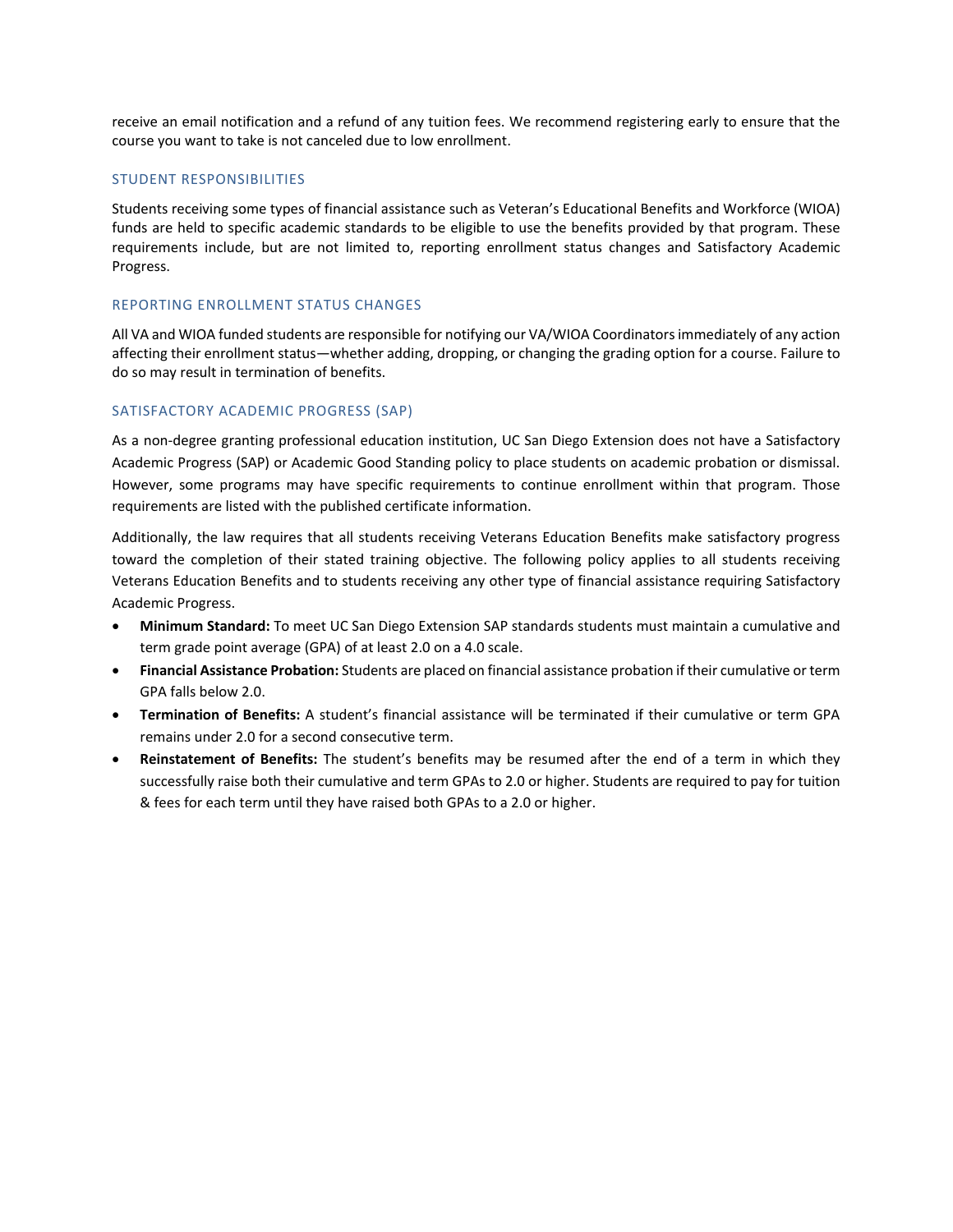receive an email notification and a refund of any tuition fees. We recommend registering early to ensure that the course you want to take is not canceled due to low enrollment.

## STUDENT RESPONSIBILITIES

Students receiving some types of financial assistance such as Veteran's Educational Benefits and Workforce (WIOA) funds are held to specific academic standards to be eligible to use the benefits provided by that program. These requirements include, but are not limited to, reporting enrollment status changes and Satisfactory Academic Progress.

## REPORTING ENROLLMENT STATUS CHANGES

All VA and WIOA funded students are responsible for notifying our VA/WIOA Coordinators immediately of any action affecting their enrollment status—whether adding, dropping, or changing the grading option for a course. Failure to do so may result in termination of benefits.

## SATISFACTORY ACADEMIC PROGRESS (SAP)

As a non-degree granting professional education institution, UC San Diego Extension does not have a Satisfactory Academic Progress (SAP) or Academic Good Standing policy to place students on academic probation or dismissal. However, some programs may have specific requirements to continue enrollment within that program. Those requirements are listed with the published certificate information.

Additionally, the law requires that all students receiving Veterans Education Benefits make satisfactory progress toward the completion of their stated training objective. The following policy applies to all students receiving Veterans Education Benefits and to students receiving any other type of financial assistance requiring Satisfactory Academic Progress.

- **Minimum Standard:** To meet UC San Diego Extension SAP standards students must maintain a cumulative and term grade point average (GPA) of at least 2.0 on a 4.0 scale.
- **Financial Assistance Probation:** Students are placed on financial assistance probation if their cumulative or term GPA falls below 2.0.
- **Termination of Benefits:** A student's financial assistance will be terminated if their cumulative or term GPA remains under 2.0 for a second consecutive term.
- **Reinstatement of Benefits:** The student's benefits may be resumed after the end of a term in which they successfully raise both their cumulative and term GPAs to 2.0 or higher. Students are required to pay for tuition & fees for each term until they have raised both GPAs to a 2.0 or higher.